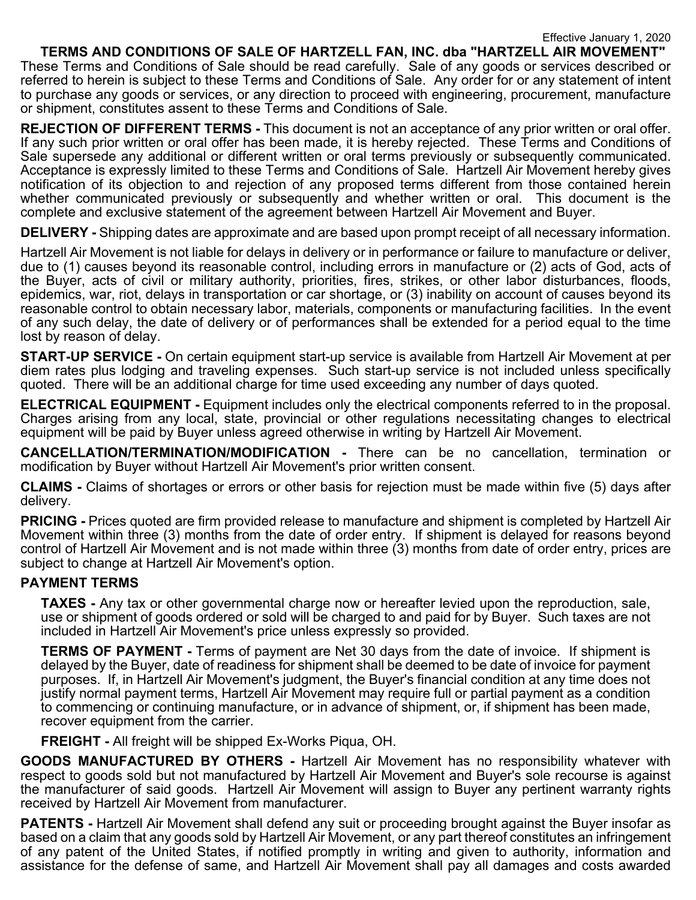Effective January 1, 2020

# TERMS AND CONDITIONS OF SALE OF HARTZELL FAN, INC. dba "HARTZELL AIR MOVEMENT"

These Terms and Conditions of Sale should be read carefully. Sale of any goods or services described or referred to herein is subject to these Terms and Conditions of Sale. Any order for or any statement of intent to purchase any goods or services, or any direction to proceed with engineering, procurement, manufacture or shipment, constitutes assent to these Terms and Conditions of Sale.

**REJECTION OF DIFFERENT TERMS -** This document is not an acceptance of any prior written or oral offer. If any such prior written or oral offer has been made, it is hereby rejected. These Terms and Conditions of Sale supersede any additional or different written or oral terms previously or subsequently communicated. Acceptance is expressly limited to these Terms and Conditions of Sale. Hartzell Air Movement hereby gives notification of its objection to and rejection of any proposed terms different from those contained herein whether communicated previously or subsequently and whether written or oral. This document is the complete and exclusive statement of the agreement between Hartzell Air Movement and Buyer.

**DELIVERY -** Shipping dates are approximate and are based upon prompt receipt of all necessary information.

Hartzell Air Movement is not liable for delays in delivery or in performance or failure to manufacture or deliver, due to (1) causes beyond its reasonable control, including errors in manufacture or (2) acts of God, acts of the Buyer, acts of civil or military authority, priorities, fires, strikes, or other labor disturbances, floods, epidemics, war, riot, delays in transportation or car shortage, or (3) inability on account of causes beyond its reasonable control to obtain necessary labor, materials, components or manufacturing facilities. In the event of any such delay, the date of delivery or of performances shall be extended for a period equal to the time lost by reason of delay.

**START-UP SERVICE -** On certain equipment start-up service is available from Hartzell Air Movement at per diem rates plus lodging and traveling expenses. Such start-up service is not included unless specifically quoted. There will be an additional charge for time used exceeding any number of days quoted.

**ELECTRICAL EQUIPMENT -** Equipment includes only the electrical components referred to in the proposal. Charges arising from any local, state, provincial or other regulations necessitating changes to electrical equipment will be paid by Buyer unless agreed otherwise in writing by Hartzell Air Movement.

**CANCELLATION/TERMINATION/MODIFICATION -** There can be no cancellation, termination or modification by Buyer without Hartzell Air Movement's prior written consent.

**CLAIMS -** Claims of shortages or errors or other basis for rejection must be made within five (5) days after delivery.

**PRICING -** Prices quoted are firm provided release to manufacture and shipment is completed by Hartzell Air Movement within three (3) months from the date of order entry. If shipment is delayed for reasons beyond control of Hartzell Air Movement and is not made within three (3) months from date of order entry, prices are subject to change at Hartzell Air Movement's option.

**PAYMENT TERMS**

**TAXES -** Any tax or other governmental charge now or hereafter levied upon the reproduction, sale, use or shipment of goods ordered or sold will be charged to and paid for by Buyer. Such taxes are not included in Hartzell Air Movement's price unless expressly so provided.

**TERMS OF PAYMENT -** Terms of payment are Net 30 days from the date of invoice. If shipment is delayed by the Buyer, date of readiness for shipment shall be deemed to be date of invoice for payment purposes. If, in Hartzell Air Movement's judgment, the Buyer's financial condition at any time does not justify normal payment terms, Hartzell Air Movement may require full or partial payment as a condition to commencing or continuing manufacture, or in advance of shipment, or, if shipment has been made, recover equipment from the carrier.

**FREIGHT -** All freight will be shipped Ex-Works Piqua, OH.

**GOODS MANUFACTURED BY OTHERS -** Hartzell Air Movement has no responsibility whatever with respect to goods sold but not manufactured by Hartzell Air Movement and Buyer's sole recourse is against the manufacturer of said goods. Hartzell Air Movement will assign to Buyer any pertinent warranty rights received by Hartzell Air Movement from manufacturer.

**PATENTS -** Hartzell Air Movement shall defend any suit or proceeding brought against the Buyer insofar as based on a claim that any goods sold by Hartzell Air Movement, or any part thereof constitutes an infringement of any patent of the United States, if notified promptly in writing and given to authority, information and assistance for the defense of same, and Hartzell Air Movement shall pay all damages and costs awarded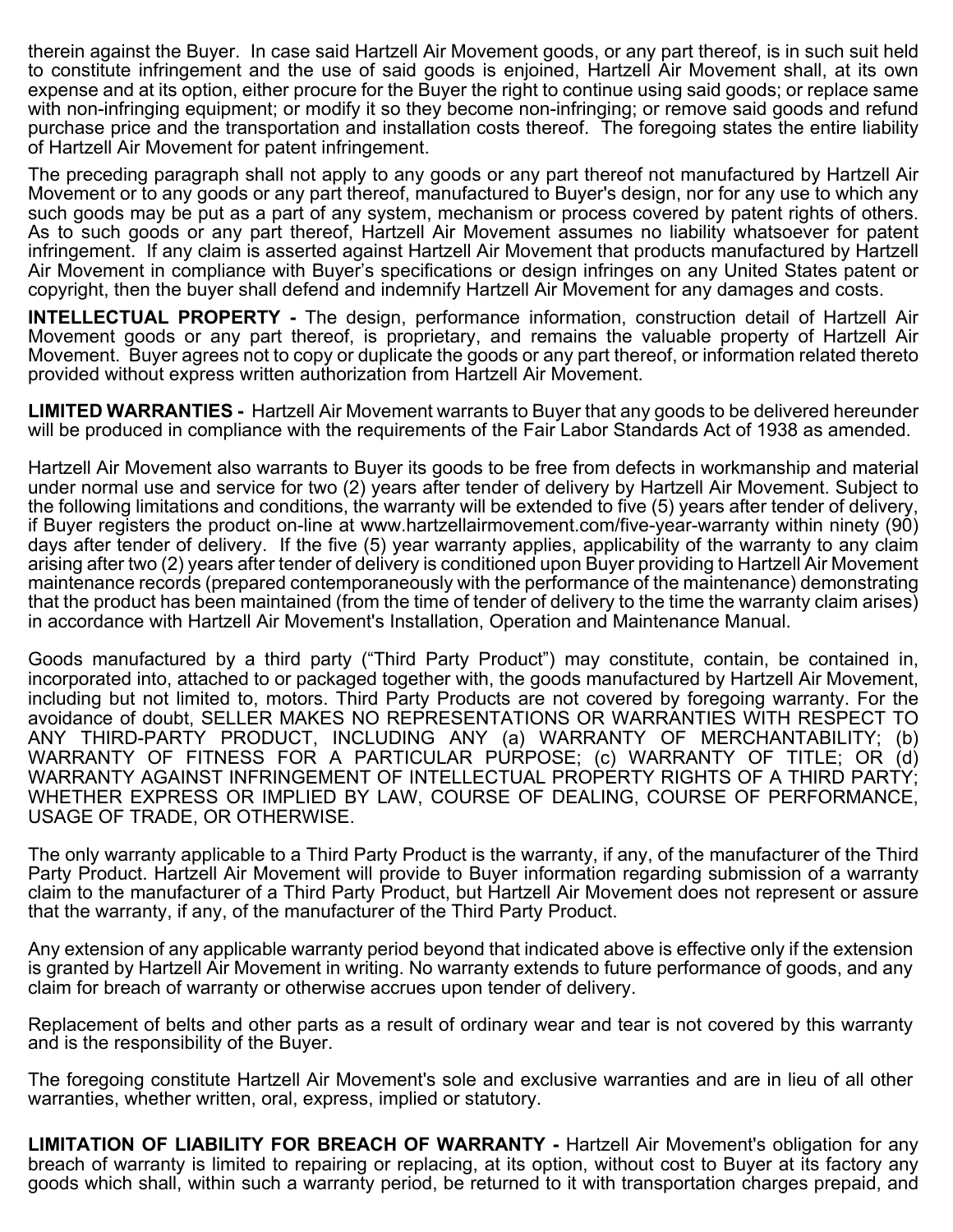therein against the Buyer. In case said Hartzell Air Movement goods, or any part thereof, is in such suit held to constitute infringement and the use of said goods is enjoined, Hartzell Air Movement shall, at its own expense and at its option, either procure for the Buyer the right to continue using said goods; or replace same with non-infringing equipment; or modify it so they become non-infringing; or remove said goods and refund purchase price and the transportation and installation costs thereof. The foregoing states the entire liability of Hartzell Air Movement for patent infringement.

The preceding paragraph shall not apply to any goods or any part thereof not manufactured by Hartzell Air Movement or to any goods or any part thereof, manufactured to Buyer's design, nor for any use to which any such goods may be put as a part of any system, mechanism or process covered by patent rights of others. As to such goods or any part thereof, Hartzell Air Movement assumes no liability whatsoever for patent infringement. If any claim is asserted against Hartzell Air Movement that products manufactured by Hartzell Air Movement in compliance with Buyer's specifications or design infringes on any United States patent or copyright, then the buyer shall defend and indemnify Hartzell Air Movement for any damages and costs.

**INTELLECTUAL PROPERTY -** The design, performance information, construction detail of Hartzell Air Movement goods or any part thereof, is proprietary, and remains the valuable property of Hartzell Air Movement. Buyer agrees not to copy or duplicate the goods or any part thereof, or information related thereto provided without express written authorization from Hartzell Air Movement.

**LIMITED WARRANTIES -** Hartzell Air Movement warrants to Buyer that any goods to be delivered hereunder will be produced in compliance with the requirements of the Fair Labor Standards Act of 1938 as amended.

Hartzell Air Movement also warrants to Buyer its goods to be free from defects in workmanship and material under normal use and service for two (2) years after tender of delivery by Hartzell Air Movement. Subject to the following limitations and conditions, the warranty will be extended to five (5) years after tender of delivery, if Buyer registers the product on-line at www.hartzellairmovement.com/five-year-warranty within ninety (90) days after tender of delivery. If the five (5) year warranty applies, applicability of the warranty to any claim arising after two (2) years after tender of delivery is conditioned upon Buyer providing to Hartzell Air Movement maintenance records (prepared contemporaneously with the performance of the maintenance) demonstrating that the product has been maintained (from the time of tender of delivery to the time the warranty claim arises) in accordance with Hartzell Air Movement's Installation, Operation and Maintenance Manual.

Goods manufactured by a third party ("Third Party Product") may constitute, contain, be contained in, incorporated into, attached to or packaged together with, the goods manufactured by Hartzell Air Movement, including but not limited to, motors. Third Party Products are not covered by foregoing warranty. For the avoidance of doubt, SELLER MAKES NO REPRESENTATIONS OR WARRANTIES WITH RESPECT TO ANY THIRD-PARTY PRODUCT, INCLUDING ANY (a) WARRANTY OF MERCHANTABILITY; (b) WARRANTY OF FITNESS FOR A PARTICULAR PURPOSE; (c) WARRANTY OF TITLE; OR (d) WARRANTY AGAINST INFRINGEMENT OF INTELLECTUAL PROPERTY RIGHTS OF A THIRD PARTY; WHETHER EXPRESS OR IMPLIED BY LAW, COURSE OF DEALING, COURSE OF PERFORMANCE, USAGE OF TRADE, OR OTHERWISE.

The only warranty applicable to a Third Party Product is the warranty, if any, of the manufacturer of the Third Party Product. Hartzell Air Movement will provide to Buyer information regarding submission of a warranty claim to the manufacturer of a Third Party Product, but Hartzell Air Movement does not represent or assure that the warranty, if any, of the manufacturer of the Third Party Product.

Any extension of any applicable warranty period beyond that indicated above is effective only if the extension is granted by Hartzell Air Movement in writing. No warranty extends to future performance of goods, and any claim for breach of warranty or otherwise accrues upon tender of delivery.

Replacement of belts and other parts as a result of ordinary wear and tear is not covered by this warranty and is the responsibility of the Buyer.

The foregoing constitute Hartzell Air Movement's sole and exclusive warranties and are in lieu of all other warranties, whether written, oral, express, implied or statutory.

**LIMITATION OF LIABILITY FOR BREACH OF WARRANTY -** Hartzell Air Movement's obligation for any breach of warranty is limited to repairing or replacing, at its option, without cost to Buyer at its factory any goods which shall, within such a warranty period, be returned to it with transportation charges prepaid, and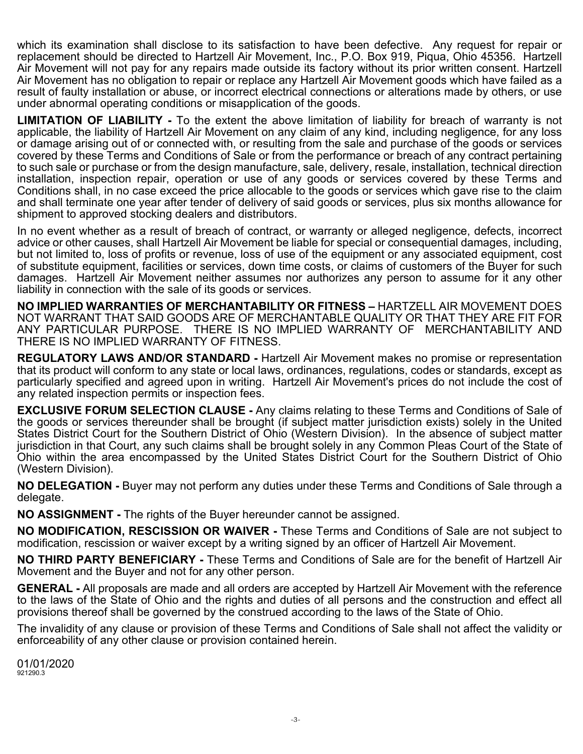which its examination shall disclose to its satisfaction to have been defective. Any request for repair or replacement should be directed to Hartzell Air Movement, Inc., P.O. Box 919, Piqua, Ohio 45356. Hartzell Air Movement will not pay for any repairs made outside its factory without its prior written consent. Hartzell Air Movement has no obligation to repair or replace any Hartzell Air Movement goods which have failed as a result of faulty installation or abuse, or incorrect electrical connections or alterations made by others, or use under abnormal operating conditions or misapplication of the goods.

**LIMITATION OF LIABILITY -** To the extent the above limitation of liability for breach of warranty is not applicable, the liability of Hartzell Air Movement on any claim of any kind, including negligence, for any loss or damage arising out of or connected with, or resulting from the sale and purchase of the goods or services covered by these Terms and Conditions of Sale or from the performance or breach of any contract pertaining to such sale or purchase or from the design manufacture, sale, delivery, resale, installation, technical direction installation, inspection repair, operation or use of any goods or services covered by these Terms and Conditions shall, in no case exceed the price allocable to the goods or services which gave rise to the claim and shall terminate one year after tender of delivery of said goods or services, plus six months allowance for shipment to approved stocking dealers and distributors.

In no event whether as a result of breach of contract, or warranty or alleged negligence, defects, incorrect advice or other causes, shall Hartzell Air Movement be liable for special or consequential damages, including, but not limited to, loss of profits or revenue, loss of use of the equipment or any associated equipment, cost of substitute equipment, facilities or services, down time costs, or claims of customers of the Buyer for such damages. Hartzell Air Movement neither assumes nor authorizes any person to assume for it any other liability in connection with the sale of its goods or services.

**NO IMPLIED WARRANTIES OF MERCHANTABILITY OR FITNESS –** HARTZELL AIR MOVEMENT DOES NOT WARRANT THAT SAID GOODS ARE OF MERCHANTABLE QUALITY OR THAT THEY ARE FIT FOR ANY PARTICULAR PURPOSE. THERE IS NO IMPLIED WARRANTY OF MERCHANTABILITY AND THERE IS NO IMPLIED WARRANTY OF FITNESS.

**REGULATORY LAWS AND/OR STANDARD -** Hartzell Air Movement makes no promise or representation that its product will conform to any state or local laws, ordinances, regulations, codes or standards, except as particularly specified and agreed upon in writing. Hartzell Air Movement's prices do not include the cost of any related inspection permits or inspection fees.

**EXCLUSIVE FORUM SELECTION CLAUSE -** Any claims relating to these Terms and Conditions of Sale of the goods or services thereunder shall be brought (if subject matter jurisdiction exists) solely in the United States District Court for the Southern District of Ohio (Western Division). In the absence of subject matter jurisdiction in that Court, any such claims shall be brought solely in any Common Pleas Court of the State of Ohio within the area encompassed by the United States District Court for the Southern District of Ohio (Western Division).

**NO DELEGATION -** Buyer may not perform any duties under these Terms and Conditions of Sale through a delegate.

**NO ASSIGNMENT -** The rights of the Buyer hereunder cannot be assigned.

**NO MODIFICATION, RESCISSION OR WAIVER -** These Terms and Conditions of Sale are not subject to modification, rescission or waiver except by a writing signed by an officer of Hartzell Air Movement.

**NO THIRD PARTY BENEFICIARY -** These Terms and Conditions of Sale are for the benefit of Hartzell Air Movement and the Buyer and not for any other person.

**GENERAL -** All proposals are made and all orders are accepted by Hartzell Air Movement with the reference to the laws of the State of Ohio and the rights and duties of all persons and the construction and effect all provisions thereof shall be governed by the construed according to the laws of the State of Ohio.

The invalidity of any clause or provision of these Terms and Conditions of Sale shall not affect the validity or enforceability of any other clause or provision contained herein.

01/01/2020
921290.3